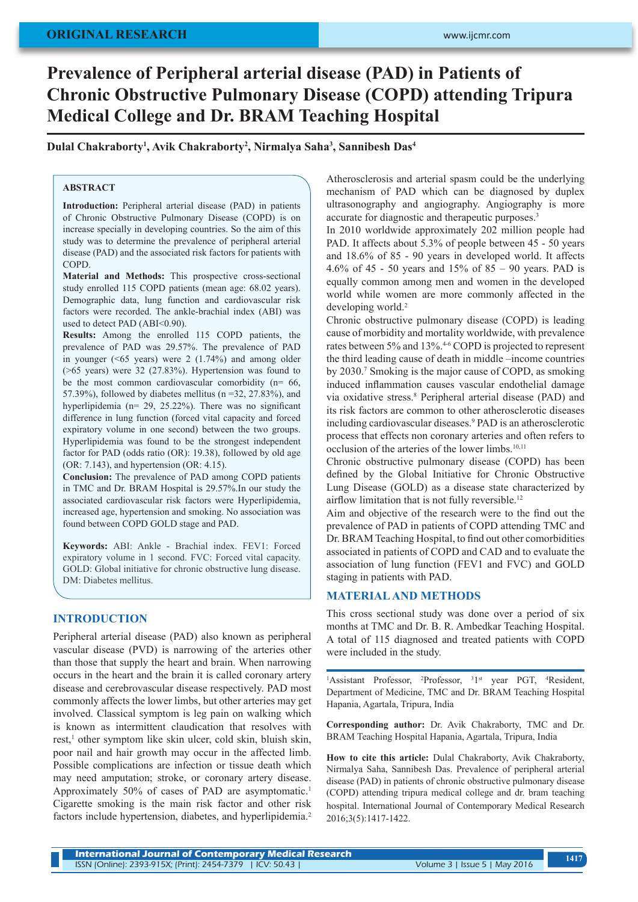ORIGINAL RESEARCH

# Prevalence of Peripheral arterial disease (PAD) in Patients of Chronic Obstructive Pulmonary Disease (COPD) attending Tripura Medical College and Dr. BRAM Teaching Hospital

**Dulal Chakraborty[1], Avik Chakraborty[2], Nirmalya Saha[3], Sannibesh Das[4]**

## ABSTRACT

**Introduction:** Peripheral arterial disease (PAD) in patients of Chronic Obstructive Pulmonary Disease (COPD) is on increase specially in developing countries. So the aim of this study was to determine the prevalence of peripheral arterial disease (PAD) and the associated risk factors for patients with COPD.

**Material and Methods:** This prospective cross-sectional study enrolled 115 COPD patients (mean age: 68.02 years). Demographic data, lung function and cardiovascular risk factors were recorded. The ankle-brachial index (ABI) was used to detect PAD (ABI<0.90).

**Results:** Among the enrolled 115 COPD patients, the prevalence of PAD was 29.57%. The prevalence of PAD in younger (<65 years) were 2 (1.74%) and among older (>65 years) were 32 (27.83%). Hypertension was found to be the most common cardiovascular comorbidity (n= 66, 57.39%), followed by diabetes mellitus (n =32, 27.83%), and hyperlipidemia (n= 29, 25.22%). There was no significant difference in lung function (forced vital capacity and forced expiratory volume in one second) between the two groups. Hyperlipidemia was found to be the strongest independent factor for PAD (odds ratio (OR): 19.38), followed by old age (OR: 7.143), and hypertension (OR: 4.15).

**Conclusion:** The prevalence of PAD among COPD patients in TMC and Dr. BRAM Hospital is 29.57%.In our study the associated cardiovascular risk factors were Hyperlipidemia, increased age, hypertension and smoking. No association was found between COPD GOLD stage and PAD.

**Keywords:** ABI: Ankle - Brachial index. FEV1: Forced expiratory volume in 1 second. FVC: Forced vital capacity. GOLD: Global initiative for chronic obstructive lung disease. DM: Diabetes mellitus.

## INTRODUCTION

Peripheral arterial disease (PAD) also known as peripheral vascular disease (PVD) is narrowing of the arteries other than those that supply the heart and brain. When narrowing occurs in the heart and the brain it is called coronary artery disease and cerebrovascular disease respectively. PAD most commonly affects the lower limbs, but other arteries may get involved. Classical symptom is leg pain on walking which is known as intermittent claudication that resolves with rest,[1] other symptom like skin ulcer, cold skin, bluish skin, poor nail and hair growth may occur in the affected limb. Possible complications are infection or tissue death which may need amputation; stroke, or coronary artery disease. Approximately 50% of cases of PAD are asymptomatic.[1] Cigarette smoking is the main risk factor and other risk factors include hypertension, diabetes, and hyperlipidemia.[2]

Atherosclerosis and arterial spasm could be the underlying mechanism of PAD which can be diagnosed by duplex ultrasonography and angiography. Angiography is more accurate for diagnostic and therapeutic purposes.[3]

In 2010 worldwide approximately 202 million people had PAD. It affects about 5.3% of people between 45 - 50 years and 18.6% of 85 - 90 years in developed world. It affects 4.6% of 45 - 50 years and 15% of 85 – 90 years. PAD is equally common among men and women in the developed world while women are more commonly affected in the developing world.[2]

Chronic obstructive pulmonary disease (COPD) is leading cause of morbidity and mortality worldwide, with prevalence rates between 5% and 13%.[4-6] COPD is projected to represent the third leading cause of death in middle –income countries by 2030.[7] Smoking is the major cause of COPD, as smoking induced inflammation causes vascular endothelial damage via oxidative stress.[8] Peripheral arterial disease (PAD) and its risk factors are common to other atherosclerotic diseases including cardiovascular diseases.[9] PAD is an atherosclerotic process that effects non coronary arteries and often refers to occlusion of the arteries of the lower limbs.[10,11]

Chronic obstructive pulmonary disease (COPD) has been defined by the Global Initiative for Chronic Obstructive Lung Disease (GOLD) as a disease state characterized by airflow limitation that is not fully reversible.[12]

Aim and objective of the research were to the find out the prevalence of PAD in patients of COPD attending TMC and Dr. BRAM Teaching Hospital, to find out other comorbidities associated in patients of COPD and CAD and to evaluate the association of lung function (FEV1 and FVC) and GOLD staging in patients with PAD.

## MATERIAL AND METHODS

This cross sectional study was done over a period of six months at TMC and Dr. B. R. Ambedkar Teaching Hospital. A total of 115 diagnosed and treated patients with COPD were included in the study.

[1]Assistant Professor, [2]Professor, [3]1[st] year PGT, [4]Resident, Department of Medicine, TMC and Dr. BRAM Teaching Hospital Hapania, Agartala, Tripura, India

**Corresponding author:** Dr. Avik Chakraborty, TMC and Dr. BRAM Teaching Hospital Hapania, Agartala, Tripura, India

**How to cite this article:** Dulal Chakraborty, Avik Chakraborty, Nirmalya Saha, Sannibesh Das. Prevalence of peripheral arterial disease (PAD) in patients of chronic obstructive pulmonary disease (COPD) attending tripura medical college and dr. bram teaching hospital. International Journal of Contemporary Medical Research 2016;3(5):1417-1422.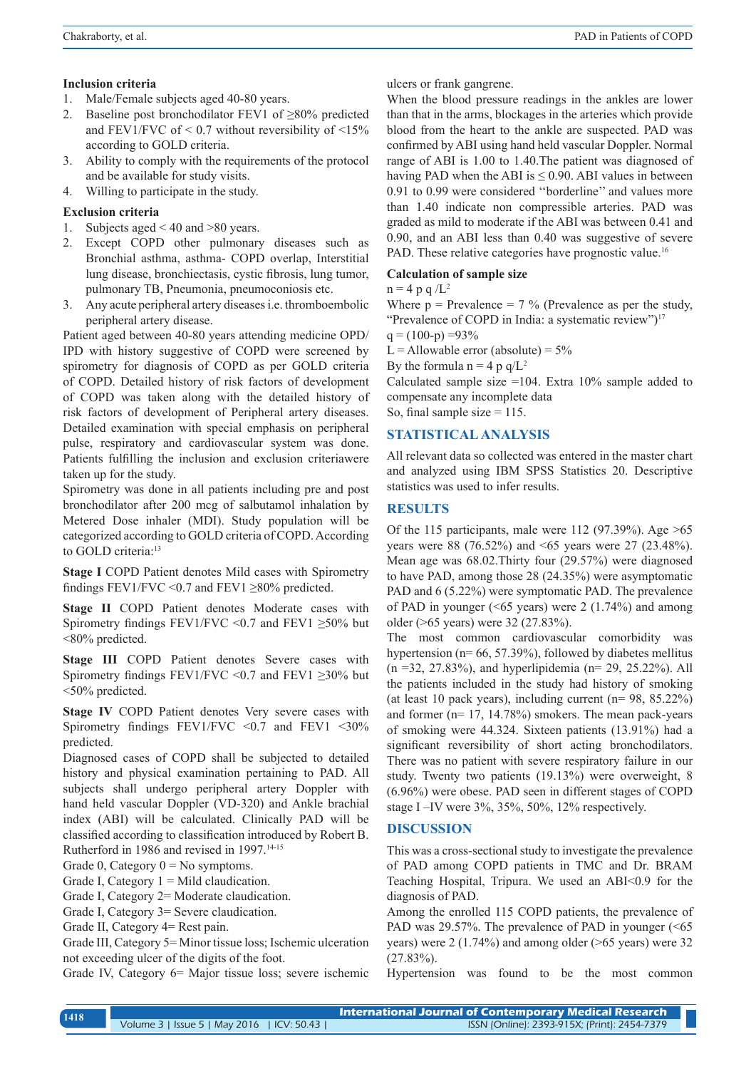### Inclusion criteria

1. Male/Female subjects aged 40-80 years.
2. Baseline post bronchodilator FEV1 of ≥80% predicted and FEV1/FVC of < 0.7 without reversibility of <15% according to GOLD criteria.
3. Ability to comply with the requirements of the protocol and be available for study visits.
4. Willing to participate in the study.

### Exclusion criteria

1. Subjects aged < 40 and >80 years.
2. Except COPD other pulmonary diseases such as Bronchial asthma, asthma- COPD overlap, Interstitial lung disease, bronchiectasis, cystic fibrosis, lung tumor, pulmonary TB, Pneumonia, pneumoconiosis etc.
3. Any acute peripheral artery diseases i.e. thromboembolic peripheral artery disease.

Patient aged between 40-80 years attending medicine OPD/ IPD with history suggestive of COPD were screened by spirometry for diagnosis of COPD as per GOLD criteria of COPD. Detailed history of risk factors of development of COPD was taken along with the detailed history of risk factors of development of Peripheral artery diseases. Detailed examination with special emphasis on peripheral pulse, respiratory and cardiovascular system was done. Patients fulfilling the inclusion and exclusion criteriawere taken up for the study.

Spirometry was done in all patients including pre and post bronchodilator after 200 mcg of salbutamol inhalation by Metered Dose inhaler (MDI). Study population will be categorized according to GOLD criteria of COPD. According to GOLD criteria:[13]

**Stage I** COPD Patient denotes Mild cases with Spirometry findings FEV1/FVC <0.7 and FEV1 ≥80% predicted.

**Stage II** COPD Patient denotes Moderate cases with Spirometry findings FEV1/FVC <0.7 and FEV1 ≥50% but <80% predicted.

**Stage III** COPD Patient denotes Severe cases with Spirometry findings FEV1/FVC <0.7 and FEV1 ≥30% but <50% predicted.

**Stage IV** COPD Patient denotes Very severe cases with Spirometry findings FEV1/FVC <0.7 and FEV1 <30% predicted.

Diagnosed cases of COPD shall be subjected to detailed history and physical examination pertaining to PAD. All subjects shall undergo peripheral artery Doppler with hand held vascular Doppler (VD-320) and Ankle brachial index (ABI) will be calculated. Clinically PAD will be classified according to classification introduced by Robert B. Rutherford in 1986 and revised in 1997.[14-15]

Grade 0, Category 0 = No symptoms.
Grade I, Category 1 = Mild claudication.
Grade I, Category 2= Moderate claudication.
Grade I, Category 3= Severe claudication.
Grade II, Category 4= Rest pain.
Grade III, Category 5= Minor tissue loss; Ischemic ulceration not exceeding ulcer of the digits of the foot.
Grade IV, Category 6= Major tissue loss; severe ischemic ulcers or frank gangrene.

When the blood pressure readings in the ankles are lower than that in the arms, blockages in the arteries which provide blood from the heart to the ankle are suspected. PAD was confirmed by ABI using hand held vascular Doppler. Normal range of ABI is 1.00 to 1.40.The patient was diagnosed of having PAD when the ABI is ≤ 0.90. ABI values in between 0.91 to 0.99 were considered ''borderline'' and values more than 1.40 indicate non compressible arteries. PAD was graded as mild to moderate if the ABI was between 0.41 and 0.90, and an ABI less than 0.40 was suggestive of severe PAD. These relative categories have prognostic value.[16]

### Calculation of sample size

$n = 4\,p\,q\,/L^2$

Where p = Prevalence = 7 % (Prevalence as per the study, "Prevalence of COPD in India: a systematic review")[17]

q = (100-p) =93%

L = Allowable error (absolute) = 5%

By the formula $n = 4\,p\,q/L^2$

Calculated sample size =104. Extra 10% sample added to compensate any incomplete data

So, final sample size = 115.

## STATISTICAL ANALYSIS

All relevant data so collected was entered in the master chart and analyzed using IBM SPSS Statistics 20. Descriptive statistics was used to infer results.

## RESULTS

Of the 115 participants, male were 112 (97.39%). Age >65 years were 88 (76.52%) and <65 years were 27 (23.48%). Mean age was 68.02.Thirty four (29.57%) were diagnosed to have PAD, among those 28 (24.35%) were asymptomatic PAD and 6 (5.22%) were symptomatic PAD. The prevalence of PAD in younger (<65 years) were 2 (1.74%) and among older (>65 years) were 32 (27.83%).

The most common cardiovascular comorbidity was hypertension (n= 66, 57.39%), followed by diabetes mellitus (n =32, 27.83%), and hyperlipidemia (n= 29, 25.22%). All the patients included in the study had history of smoking (at least 10 pack years), including current (n= 98, 85.22%) and former (n= 17, 14.78%) smokers. The mean pack-years of smoking were 44.324. Sixteen patients (13.91%) had a significant reversibility of short acting bronchodilators. There was no patient with severe respiratory failure in our study. Twenty two patients (19.13%) were overweight, 8 (6.96%) were obese. PAD seen in different stages of COPD stage I –IV were 3%, 35%, 50%, 12% respectively.

## DISCUSSION

This was a cross-sectional study to investigate the prevalence of PAD among COPD patients in TMC and Dr. BRAM Teaching Hospital, Tripura. We used an ABI<0.9 for the diagnosis of PAD.

Among the enrolled 115 COPD patients, the prevalence of PAD was 29.57%. The prevalence of PAD in younger (<65 years) were 2 (1.74%) and among older (>65 years) were 32 (27.83%).

Hypertension was found to be the most common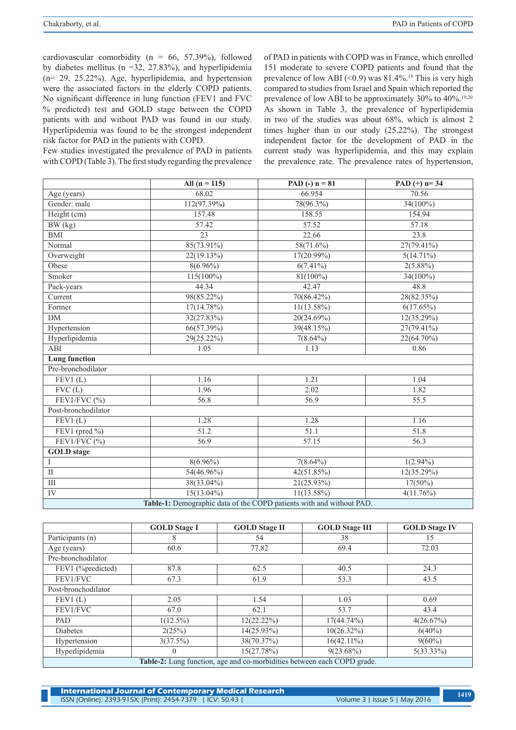cardiovascular comorbidity (n = 66, 57.39%), followed by diabetes mellitus (n =32, 27.83%), and hyperlipidemia (n= 29, 25.22%). Age, hyperlipidemia, and hypertension were the associated factors in the elderly COPD patients. No significant difference in lung function (FEV1 and FVC % predicted) test and GOLD stage between the COPD patients with and without PAD was found in our study. Hyperlipidemia was found to be the strongest independent risk factor for PAD in the patients with COPD.

Few studies investigated the prevalence of PAD in patients with COPD (Table 3). The first study regarding the prevalence of PAD in patients with COPD was in France, which enrolled 151 moderate to severe COPD patients and found that the prevalence of low ABI (<0.9) was 81.4%.[18] This is very high compared to studies from Israel and Spain which reported the prevalence of low ABI to be approximately 30% to 40%.[19,20] As shown in Table 3, the prevalence of hyperlipidemia in two of the studies was about 68%, which is almost 2 times higher than in our study (25.22%). The strongest independent factor for the development of PAD in the current study was hyperlipidemia, and this may explain the prevalence rate. The prevalence rates of hypertension,

| | All (n = 115) | PAD (-) n = 81 | PAD (+) n= 34 |
|---|---|---|---|
| Age (years) | 68.02 | 66.954 | 70.56 |
| Gender: male | 112(97.39%) | 78(96.3%) | 34(100%) |
| Height (cm) | 157.48 | 158.55 | 154.94 |
| BW (kg) | 57.42 | 57.52 | 57.18 |
| BMI | 23 | 22.66 | 23.8 |
| Normal | 85(73.91%) | 58(71.6%) | 27(79.41%) |
| Overweight | 22(19.13%) | 17(20.99%) | 5(14.71%) |
| Obese | 8(6.96%) | 6(7.41%) | 2(5.88%) |
| Smoker | 115(100%) | 81(100%) | 34(100%) |
| Pack-years | 44.34 | 42.47 | 48.8 |
| Current | 98(85.22%) | 70(86.42%) | 28(82.35%) |
| Former | 17(14.78%) | 11(13.58%) | 6(17.65%) |
| DM | 32(27.83%) | 20(24.69%) | 12(35.29%) |
| Hypertension | 66(57.39%) | 39(48.15%) | 27(79.41%) |
| Hyperlipidemia | 29(25.22%) | 7(8.64%) | 22(64.70%) |
| ABI | 1.05 | 1.13 | 0.86 |
| **Lung function** | | | |
| Pre-bronchodilator | | | |
| FEV1 (L) | 1.16 | 1.21 | 1.04 |
| FVC (L) | 1.96 | 2.02 | 1.82 |
| FEV1/FVC (%) | 56.8 | 56.9 | 55.5 |
| Post-bronchodilator | | | |
| FEV1 (L) | 1.28 | 1.28 | 1.16 |
| FEV1 (pred %) | 51.2 | 51.1 | 51.8 |
| FEV1/FVC (%) | 56.9 | 57.15 | 56.3 |
| **GOLD stage** | | | |
| I | 8(6.96%) | 7(8.64%) | 1(2.94%) |
| II | 54(46.96%) | 42(51.85%) | 12(35.29%) |
| III | 38(33.04%) | 21(25.93%) | 17(50%) |
| IV | 15(13.04%) | 11(13.58%) | 4(11.76%) |

**Table-1:** Demographic data of the COPD patients with and without PAD.

| | GOLD Stage I | GOLD Stage II | GOLD Stage III | GOLD Stage IV |
|---|---|---|---|---|
| Participants (n) | 8 | 54 | 38 | 15 |
| Age (years) | 60.6 | 77.82 | 69.4 | 72.03 |
| Pre-bronchodilator | | | | |
| FEV1 (%predicted) | 87.8 | 62.5 | 40.5 | 24.3 |
| FEV1/FVC | 67.3 | 61.9 | 53.3 | 43.5 |
| Post-bronchodilator | | | | |
| FEV1 (L) | 2.05 | 1.54 | 1.03 | 0.69 |
| FEV1/FVC | 67.0 | 62.1 | 53.7 | 43.4 |
| PAD | 1(12.5%) | 12(22.22%) | 17(44.74%) | 4(26.67%) |
| Diabetes | 2(25%) | 14(25.93%) | 10(26.32%) | 6(40%) |
| Hypertension | 3(37.5%) | 38(70.37%) | 16(42.11%) | 9(60%) |
| Hyperlipidemia | 0 | 15(27.78%) | 9(23.68%) | 5(33.33%) |

**Table-2:** Lung function, age and co-morbidities between each COPD grade.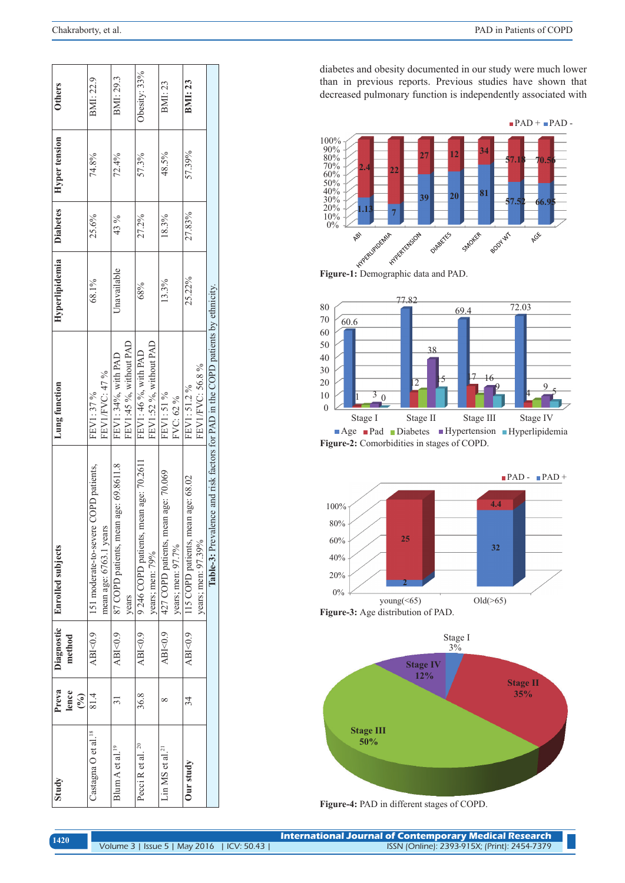| Study | Prevalence (%) | Diagnostic method | Enrolled subjects | Lung function | Hyperlipidemia | Diabetes | Hyper tension | Others |
|---|---|---|---|---|---|---|---|---|
| Castagna O et al.[18] | 81.4 | ABI<0.9 | 151 moderate-to-severe COPD patients, mean age: 6763.1 years | FEV1: 37 % FEV1/FVC: 47 % | 68.1% | 25.6% | 74.8% | BMI: 22.9 |
| Blum A et al.[19] | 31 | ABI<0.9 | 87 COPD patients, mean age: 69.8611.8 years | FEV1: 34%, with PAD FEV1:45 %, without PAD | Unavailable | 43 % | 72.4% | BMI: 29.3 |
| Pecci R et al.[20] | 36.8 | ABI<0.9 | 9 246 COPD patients, mean age: 70.2611 years; men: 79% | FEV1: 46 %, with PAD FEV1:52 %, without PAD | 68% | 27.2% | 57.3% | Obesity: 33% |
| Lin MS et al.[21] | 8 | ABI<0.9 | 427 COPD patients, mean age: 70.069 years; men: 97.7% | FEV1: 51 % FVC: 62 % | 13.3% | 18.3% | 48.5% | BMI: 23 |
| **Our study** | 34 | ABI<0.9 | 115 COPD patients, mean age: 68.02 years; men: 97.39% | FEV1: 51.2 % FEV1/FVC: 56.8 % | 25.22% | 27.83% | 57.39% | **BMI: 23** |

**Table-3:** Prevalence and risk factors for PAD in the COPD patients by ethnicity.

diabetes and obesity documented in our study were much lower than in previous reports. Previous studies have shown that decreased pulmonary function is independently associated with

**Figure-1:** Demographic data and PAD.

**Figure-2:** Comorbidities in stages of COPD.

**Figure-3:** Age distribution of PAD.

**Figure-4:** PAD in different stages of COPD.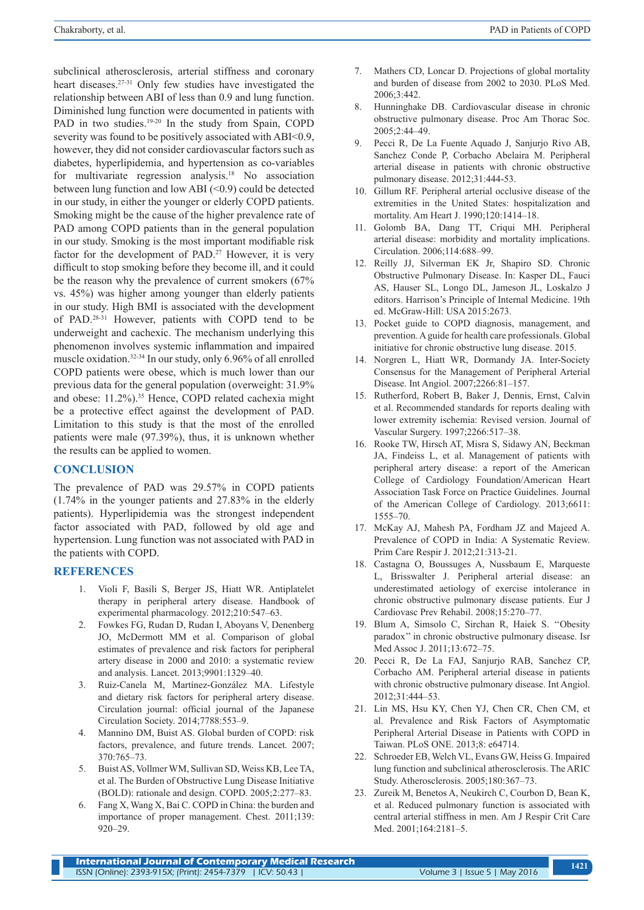subclinical atherosclerosis, arterial stiffness and coronary heart diseases.[27-31] Only few studies have investigated the relationship between ABI of less than 0.9 and lung function. Diminished lung function were documented in patients with PAD in two studies.[19-20] In the study from Spain, COPD severity was found to be positively associated with ABI<0.9, however, they did not consider cardiovascular factors such as diabetes, hyperlipidemia, and hypertension as co-variables for multivariate regression analysis.[18] No association between lung function and low ABI (<0.9) could be detected in our study, in either the younger or elderly COPD patients. Smoking might be the cause of the higher prevalence rate of PAD among COPD patients than in the general population in our study. Smoking is the most important modifiable risk factor for the development of PAD.[27] However, it is very difficult to stop smoking before they become ill, and it could be the reason why the prevalence of current smokers (67% vs. 45%) was higher among younger than elderly patients in our study. High BMI is associated with the development of PAD.[28-31] However, patients with COPD tend to be underweight and cachexic. The mechanism underlying this phenomenon involves systemic inflammation and impaired muscle oxidation.[32-34] In our study, only 6.96% of all enrolled COPD patients were obese, which is much lower than our previous data for the general population (overweight: 31.9% and obese: 11.2%).[35] Hence, COPD related cachexia might be a protective effect against the development of PAD. Limitation to this study is that the most of the enrolled patients were male (97.39%), thus, it is unknown whether the results can be applied to women.

## CONCLUSION

The prevalence of PAD was 29.57% in COPD patients (1.74% in the younger patients and 27.83% in the elderly patients). Hyperlipidemia was the strongest independent factor associated with PAD, followed by old age and hypertension. Lung function was not associated with PAD in the patients with COPD.

## REFERENCES

1. Violi F, Basili S, Berger JS, Hiatt WR. Antiplatelet therapy in peripheral artery disease. Handbook of experimental pharmacology. 2012;210:547–63.
2. Fowkes FG, Rudan D, Rudan I, Aboyans V, Denenberg JO, McDermott MM et al. Comparison of global estimates of prevalence and risk factors for peripheral artery disease in 2000 and 2010: a systematic review and analysis. Lancet. 2013;9901:1329–40.
3. Ruiz-Canela M, Martínez-González MA. Lifestyle and dietary risk factors for peripheral artery disease. Circulation journal: official journal of the Japanese Circulation Society. 2014;7788:553–9.
4. Mannino DM, Buist AS. Global burden of COPD: risk factors, prevalence, and future trends. Lancet. 2007; 370:765–73.
5. Buist AS, Vollmer WM, Sullivan SD, Weiss KB, Lee TA, et al. The Burden of Obstructive Lung Disease Initiative (BOLD): rationale and design. COPD. 2005;2:277–83.
6. Fang X, Wang X, Bai C. COPD in China: the burden and importance of proper management. Chest. 2011;139: 920–29.
7. Mathers CD, Loncar D. Projections of global mortality and burden of disease from 2002 to 2030. PLoS Med. 2006;3:442.
8. Hunninghake DB. Cardiovascular disease in chronic obstructive pulmonary disease. Proc Am Thorac Soc. 2005;2:44–49.
9. Pecci R, De La Fuente Aquado J, Sanjurjo Rivo AB, Sanchez Conde P, Corbacho Abelaira M. Peripheral arterial disease in patients with chronic obstructive pulmonary disease. 2012;31:444-53.
10. Gillum RF. Peripheral arterial occlusive disease of the extremities in the United States: hospitalization and mortality. Am Heart J. 1990;120:1414–18.
11. Golomb BA, Dang TT, Criqui MH. Peripheral arterial disease: morbidity and mortality implications. Circulation. 2006;114:688–99.
12. Reilly JJ, Silverman EK Jr, Shapiro SD. Chronic Obstructive Pulmonary Disease. In: Kasper DL, Fauci AS, Hauser SL, Longo DL, Jameson JL, Loskalzo J editors. Harrison's Principle of Internal Medicine. 19th ed. McGraw-Hill: USA 2015:2673.
13. Pocket guide to COPD diagnosis, management, and prevention. A guide for health care professionals. Global initiative for chronic obstructive lung disease. 2015.
14. Norgren L, Hiatt WR, Dormandy JA. Inter-Society Consensus for the Management of Peripheral Arterial Disease. Int Angiol. 2007;2266:81–157.
15. Rutherford, Robert B, Baker J, Dennis, Ernst, Calvin et al. Recommended standards for reports dealing with lower extremity ischemia: Revised version. Journal of Vascular Surgery. 1997;2266:517–38.
16. Rooke TW, Hirsch AT, Misra S, Sidawy AN, Beckman JA, Findeiss L, et al. Management of patients with peripheral artery disease: a report of the American College of Cardiology Foundation/American Heart Association Task Force on Practice Guidelines. Journal of the American College of Cardiology. 2013;6611: 1555–70.
17. McKay AJ, Mahesh PA, Fordham JZ and Majeed A. Prevalence of COPD in India: A Systematic Review. Prim Care Respir J. 2012;21:313-21.
18. Castagna O, Boussuges A, Nussbaum E, Marqueste L, Brisswalter J. Peripheral arterial disease: an underestimated aetiology of exercise intolerance in chronic obstructive pulmonary disease patients. Eur J Cardiovasc Prev Rehabil. 2008;15:270–77.
19. Blum A, Simsolo C, Sirchan R, Haiek S. ''Obesity paradox'' in chronic obstructive pulmonary disease. Isr Med Assoc J. 2011;13:672–75.
20. Pecci R, De La FAJ, Sanjurjo RAB, Sanchez CP, Corbacho AM. Peripheral arterial disease in patients with chronic obstructive pulmonary disease. Int Angiol. 2012;31:444–53.
21. Lin MS, Hsu KY, Chen YJ, Chen CR, Chen CM, et al. Prevalence and Risk Factors of Asymptomatic Peripheral Arterial Disease in Patients with COPD in Taiwan. PLoS ONE. 2013;8: e64714.
22. Schroeder EB, Welch VL, Evans GW, Heiss G. Impaired lung function and subclinical atherosclerosis. The ARIC Study. Atherosclerosis. 2005;180:367–73.
23. Zureik M, Benetos A, Neukirch C, Courbon D, Bean K, et al. Reduced pulmonary function is associated with central arterial stiffness in men. Am J Respir Crit Care Med. 2001;164:2181–5.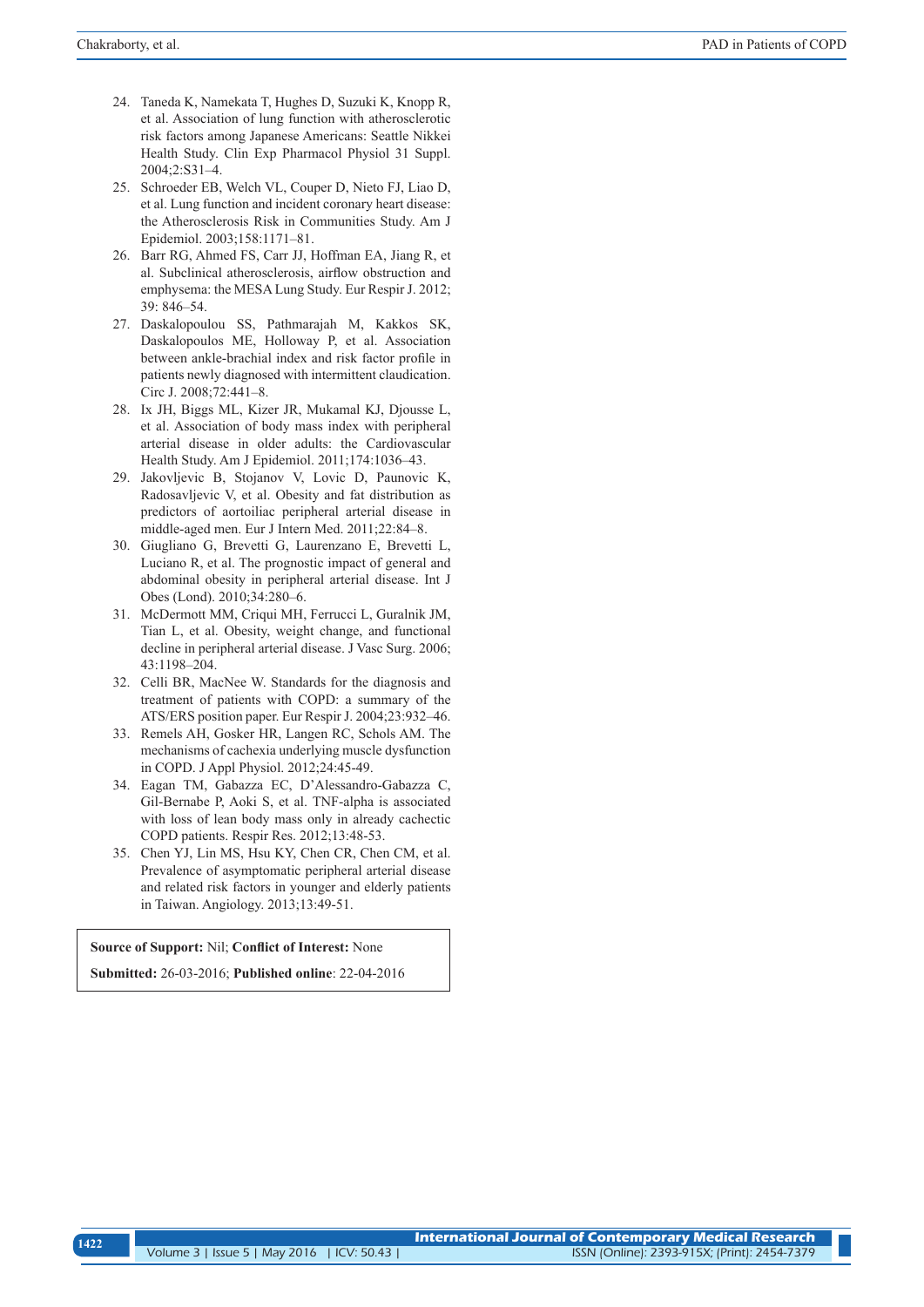24. Taneda K, Namekata T, Hughes D, Suzuki K, Knopp R, et al. Association of lung function with atherosclerotic risk factors among Japanese Americans: Seattle Nikkei Health Study. Clin Exp Pharmacol Physiol 31 Suppl. 2004;2:S31–4.
25. Schroeder EB, Welch VL, Couper D, Nieto FJ, Liao D, et al. Lung function and incident coronary heart disease: the Atherosclerosis Risk in Communities Study. Am J Epidemiol. 2003;158:1171–81.
26. Barr RG, Ahmed FS, Carr JJ, Hoffman EA, Jiang R, et al. Subclinical atherosclerosis, airflow obstruction and emphysema: the MESA Lung Study. Eur Respir J. 2012; 39: 846–54.
27. Daskalopoulou SS, Pathmarajah M, Kakkos SK, Daskalopoulos ME, Holloway P, et al. Association between ankle-brachial index and risk factor profile in patients newly diagnosed with intermittent claudication. Circ J. 2008;72:441–8.
28. Ix JH, Biggs ML, Kizer JR, Mukamal KJ, Djousse L, et al. Association of body mass index with peripheral arterial disease in older adults: the Cardiovascular Health Study. Am J Epidemiol. 2011;174:1036–43.
29. Jakovljevic B, Stojanov V, Lovic D, Paunovic K, Radosavljevic V, et al. Obesity and fat distribution as predictors of aortoiliac peripheral arterial disease in middle-aged men. Eur J Intern Med. 2011;22:84–8.
30. Giugliano G, Brevetti G, Laurenzano E, Brevetti L, Luciano R, et al. The prognostic impact of general and abdominal obesity in peripheral arterial disease. Int J Obes (Lond). 2010;34:280–6.
31. McDermott MM, Criqui MH, Ferrucci L, Guralnik JM, Tian L, et al. Obesity, weight change, and functional decline in peripheral arterial disease. J Vasc Surg. 2006; 43:1198–204.
32. Celli BR, MacNee W. Standards for the diagnosis and treatment of patients with COPD: a summary of the ATS/ERS position paper. Eur Respir J. 2004;23:932–46.
33. Remels AH, Gosker HR, Langen RC, Schols AM. The mechanisms of cachexia underlying muscle dysfunction in COPD. J Appl Physiol. 2012;24:45-49.
34. Eagan TM, Gabazza EC, D'Alessandro-Gabazza C, Gil-Bernabe P, Aoki S, et al. TNF-alpha is associated with loss of lean body mass only in already cachectic COPD patients. Respir Res. 2012;13:48-53.
35. Chen YJ, Lin MS, Hsu KY, Chen CR, Chen CM, et al. Prevalence of asymptomatic peripheral arterial disease and related risk factors in younger and elderly patients in Taiwan. Angiology. 2013;13:49-51.

**Source of Support:** Nil; **Conflict of Interest:** None

**Submitted:** 26-03-2016; **Published online**: 22-04-2016